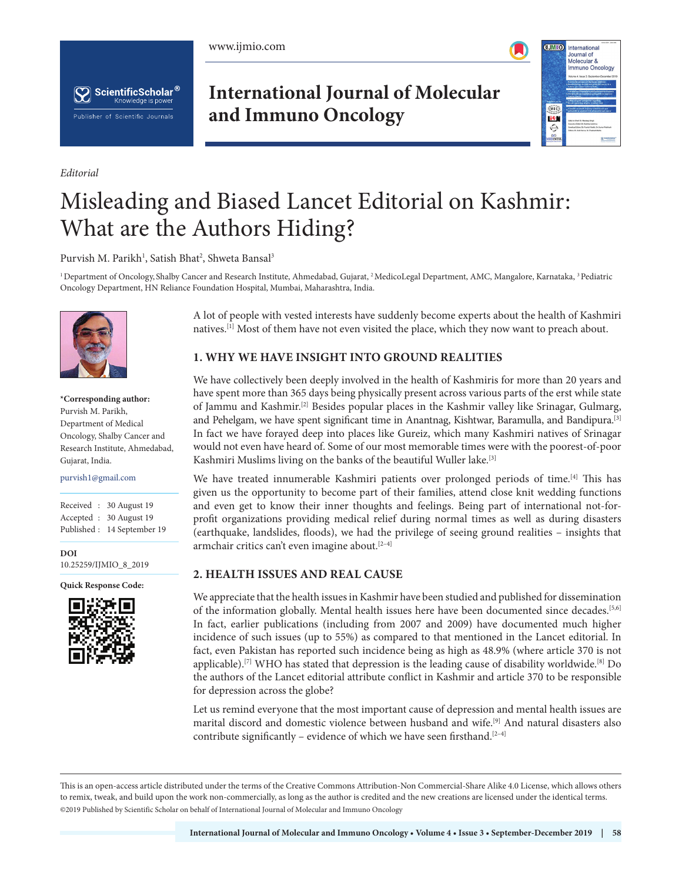*Editorial*

# Misleading and Biased Lancet Editorial on Kashmir: What are the Authors Hiding?

Purvish M. Parikh[1], Satish Bhat[2], Shweta Bansal[3]

[1] Department of Oncology, Shalby Cancer and Research Institute, Ahmedabad, Gujarat, [2] MedicoLegal Department, AMC, Mangalore, Karnataka, [3] Pediatric Oncology Department, HN Reliance Foundation Hospital, Mumbai, Maharashtra, India.

**\*Corresponding author:**
Purvish M. Parikh,
Department of Medical Oncology, Shalby Cancer and Research Institute, Ahmedabad, Gujarat, India.

purvish1@gmail.com

Received : 30 August 19
Accepted : 30 August 19
Published : 14 September 19

**DOI**
10.25259/IJMIO_8_2019

**Quick Response Code:**

A lot of people with vested interests have suddenly become experts about the health of Kashmiri natives.[1] Most of them have not even visited the place, which they now want to preach about.

## 1. WHY WE HAVE INSIGHT INTO GROUND REALITIES

We have collectively been deeply involved in the health of Kashmiris for more than 20 years and have spent more than 365 days being physically present across various parts of the erst while state of Jammu and Kashmir.[2] Besides popular places in the Kashmir valley like Srinagar, Gulmarg, and Pehelgam, we have spent significant time in Anantnag, Kishtwar, Baramulla, and Bandipura.[3] In fact we have forayed deep into places like Gureiz, which many Kashmiri natives of Srinagar would not even have heard of. Some of our most memorable times were with the poorest-of-poor Kashmiri Muslims living on the banks of the beautiful Wuller lake.[3]

We have treated innumerable Kashmiri patients over prolonged periods of time.[4] This has given us the opportunity to become part of their families, attend close knit wedding functions and even get to know their inner thoughts and feelings. Being part of international not-for-profit organizations providing medical relief during normal times as well as during disasters (earthquake, landslides, floods), we had the privilege of seeing ground realities – insights that armchair critics can't even imagine about.[2–4]

## 2. HEALTH ISSUES AND REAL CAUSE

We appreciate that the health issues in Kashmir have been studied and published for dissemination of the information globally. Mental health issues here have been documented since decades.[5,6] In fact, earlier publications (including from 2007 and 2009) have documented much higher incidence of such issues (up to 55%) as compared to that mentioned in the Lancet editorial. In fact, even Pakistan has reported such incidence being as high as 48.9% (where article 370 is not applicable).[7] WHO has stated that depression is the leading cause of disability worldwide.[8] Do the authors of the Lancet editorial attribute conflict in Kashmir and article 370 to be responsible for depression across the globe?

Let us remind everyone that the most important cause of depression and mental health issues are marital discord and domestic violence between husband and wife.[9] And natural disasters also contribute significantly – evidence of which we have seen firsthand.[2–4]

This is an open-access article distributed under the terms of the Creative Commons Attribution-Non Commercial-Share Alike 4.0 License, which allows others to remix, tweak, and build upon the work non-commercially, as long as the author is credited and the new creations are licensed under the identical terms.
©2019 Published by Scientific Scholar on behalf of International Journal of Molecular and Immuno Oncology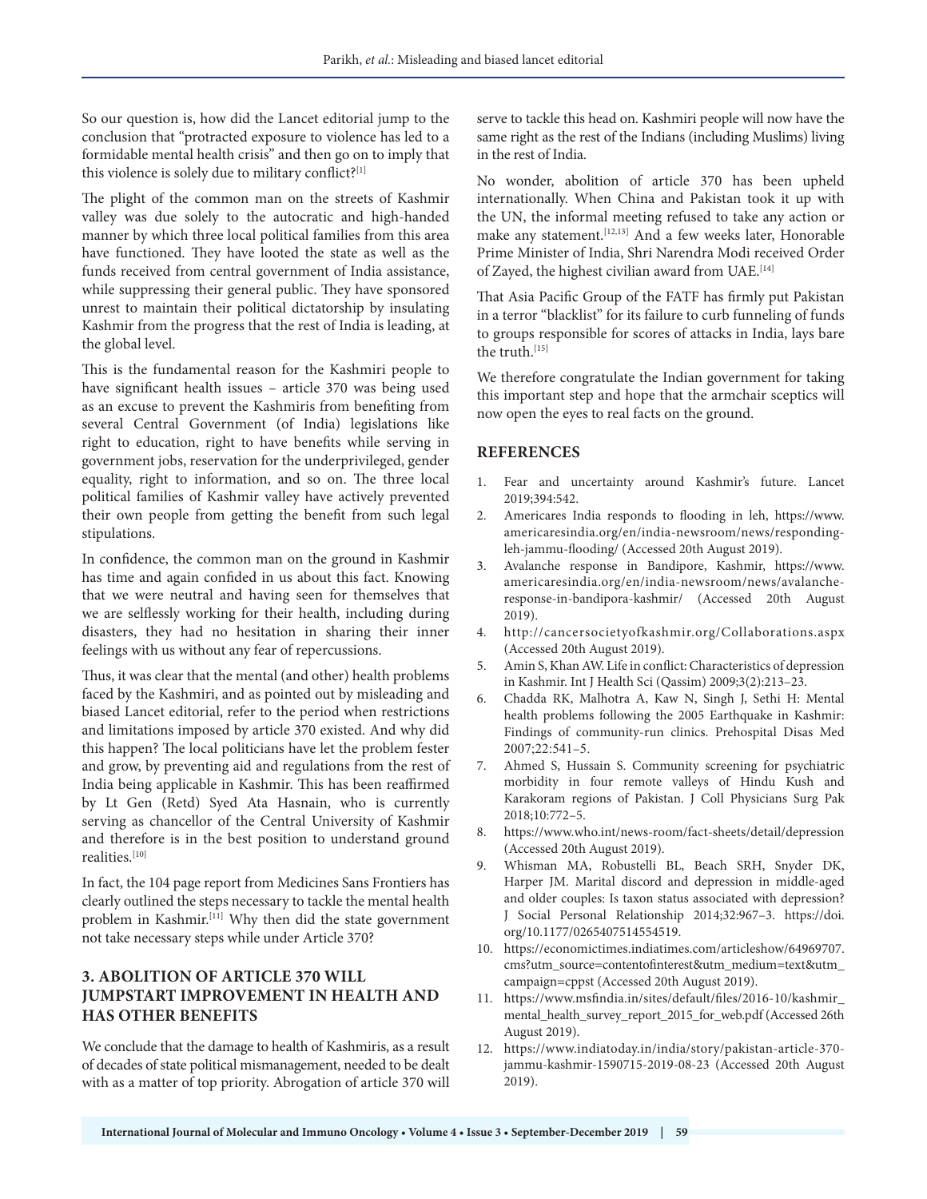So our question is, how did the Lancet editorial jump to the conclusion that "protracted exposure to violence has led to a formidable mental health crisis" and then go on to imply that this violence is solely due to military conflict?[1]

The plight of the common man on the streets of Kashmir valley was due solely to the autocratic and high-handed manner by which three local political families from this area have functioned. They have looted the state as well as the funds received from central government of India assistance, while suppressing their general public. They have sponsored unrest to maintain their political dictatorship by insulating Kashmir from the progress that the rest of India is leading, at the global level.

This is the fundamental reason for the Kashmiri people to have significant health issues – article 370 was being used as an excuse to prevent the Kashmiris from benefiting from several Central Government (of India) legislations like right to education, right to have benefits while serving in government jobs, reservation for the underprivileged, gender equality, right to information, and so on. The three local political families of Kashmir valley have actively prevented their own people from getting the benefit from such legal stipulations.

In confidence, the common man on the ground in Kashmir has time and again confided in us about this fact. Knowing that we were neutral and having seen for themselves that we are selflessly working for their health, including during disasters, they had no hesitation in sharing their inner feelings with us without any fear of repercussions.

Thus, it was clear that the mental (and other) health problems faced by the Kashmiri, and as pointed out by misleading and biased Lancet editorial, refer to the period when restrictions and limitations imposed by article 370 existed. And why did this happen? The local politicians have let the problem fester and grow, by preventing aid and regulations from the rest of India being applicable in Kashmir. This has been reaffirmed by Lt Gen (Retd) Syed Ata Hasnain, who is currently serving as chancellor of the Central University of Kashmir and therefore is in the best position to understand ground realities.[10]

In fact, the 104 page report from Medicines Sans Frontiers has clearly outlined the steps necessary to tackle the mental health problem in Kashmir.[11] Why then did the state government not take necessary steps while under Article 370?

## 3. ABOLITION OF ARTICLE 370 WILL JUMPSTART IMPROVEMENT IN HEALTH AND HAS OTHER BENEFITS

We conclude that the damage to health of Kashmiris, as a result of decades of state political mismanagement, needed to be dealt with as a matter of top priority. Abrogation of article 370 will serve to tackle this head on. Kashmiri people will now have the same right as the rest of the Indians (including Muslims) living in the rest of India.

No wonder, abolition of article 370 has been upheld internationally. When China and Pakistan took it up with the UN, the informal meeting refused to take any action or make any statement.[12,13] And a few weeks later, Honorable Prime Minister of India, Shri Narendra Modi received Order of Zayed, the highest civilian award from UAE.[14]

That Asia Pacific Group of the FATF has firmly put Pakistan in a terror "blacklist" for its failure to curb funneling of funds to groups responsible for scores of attacks in India, lays bare the truth.[15]

We therefore congratulate the Indian government for taking this important step and hope that the armchair sceptics will now open the eyes to real facts on the ground.

## REFERENCES

1. Fear and uncertainty around Kashmir's future. Lancet 2019;394:542.
2. Americares India responds to flooding in leh, https://www.americaresindia.org/en/india-newsroom/news/responding-leh-jammu-flooding/ (Accessed 20th August 2019).
3. Avalanche response in Bandipore, Kashmir, https://www.americaresindia.org/en/india-newsroom/news/avalanche-response-in-bandipora-kashmir/ (Accessed 20th August 2019).
4. http://cancersocietyofkashmir.org/Collaborations.aspx (Accessed 20th August 2019).
5. Amin S, Khan AW. Life in conflict: Characteristics of depression in Kashmir. Int J Health Sci (Qassim) 2009;3(2):213–23.
6. Chadda RK, Malhotra A, Kaw N, Singh J, Sethi H: Mental health problems following the 2005 Earthquake in Kashmir: Findings of community-run clinics. Prehospital Disas Med 2007;22:541–5.
7. Ahmed S, Hussain S. Community screening for psychiatric morbidity in four remote valleys of Hindu Kush and Karakoram regions of Pakistan. J Coll Physicians Surg Pak 2018;10:772–5.
8. https://www.who.int/news-room/fact-sheets/detail/depression (Accessed 20th August 2019).
9. Whisman MA, Robustelli BL, Beach SRH, Snyder DK, Harper JM. Marital discord and depression in middle-aged and older couples: Is taxon status associated with depression? J Social Personal Relationship 2014;32:967–3. https://doi.org/10.1177/0265407514554519.
10. https://economictimes.indiatimes.com/articleshow/64969707.cms?utm_source=contentofinterest&utm_medium=text&utm_campaign=cppst (Accessed 20th August 2019).
11. https://www.msfindia.in/sites/default/files/2016-10/kashmir_mental_health_survey_report_2015_for_web.pdf (Accessed 26th August 2019).
12. https://www.indiatoday.in/india/story/pakistan-article-370-jammu-kashmir-1590715-2019-08-23 (Accessed 20th August 2019).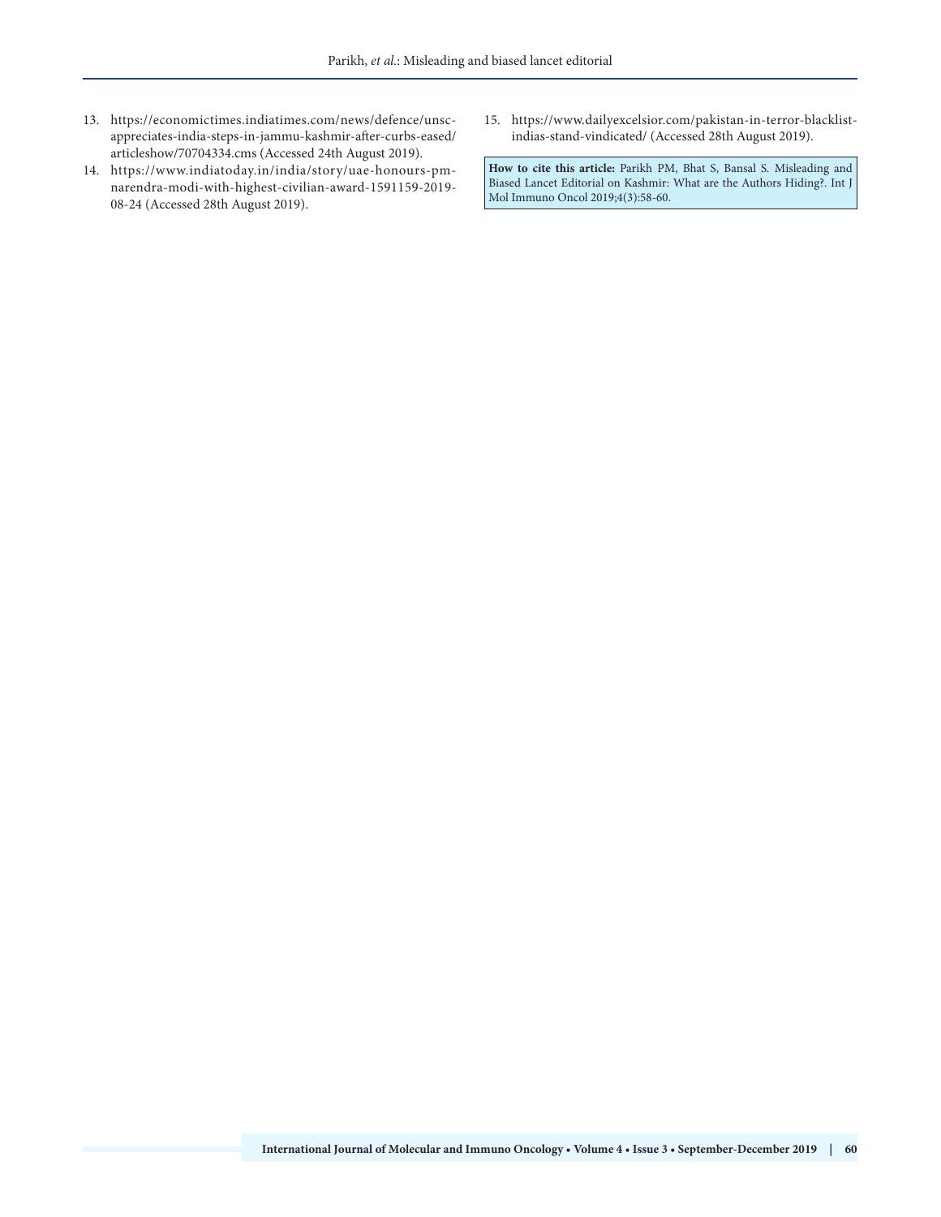13. https://economictimes.indiatimes.com/news/defence/unsc-appreciates-india-steps-in-jammu-kashmir-after-curbs-eased/articleshow/70704334.cms (Accessed 24th August 2019).
14. https://www.indiatoday.in/india/story/uae-honours-pm-narendra-modi-with-highest-civilian-award-1591159-2019-08-24 (Accessed 28th August 2019).
15. https://www.dailyexcelsior.com/pakistan-in-terror-blacklist-indias-stand-vindicated/ (Accessed 28th August 2019).

**How to cite this article:** Parikh PM, Bhat S, Bansal S. Misleading and Biased Lancet Editorial on Kashmir: What are the Authors Hiding?. Int J Mol Immuno Oncol 2019;4(3):58-60.